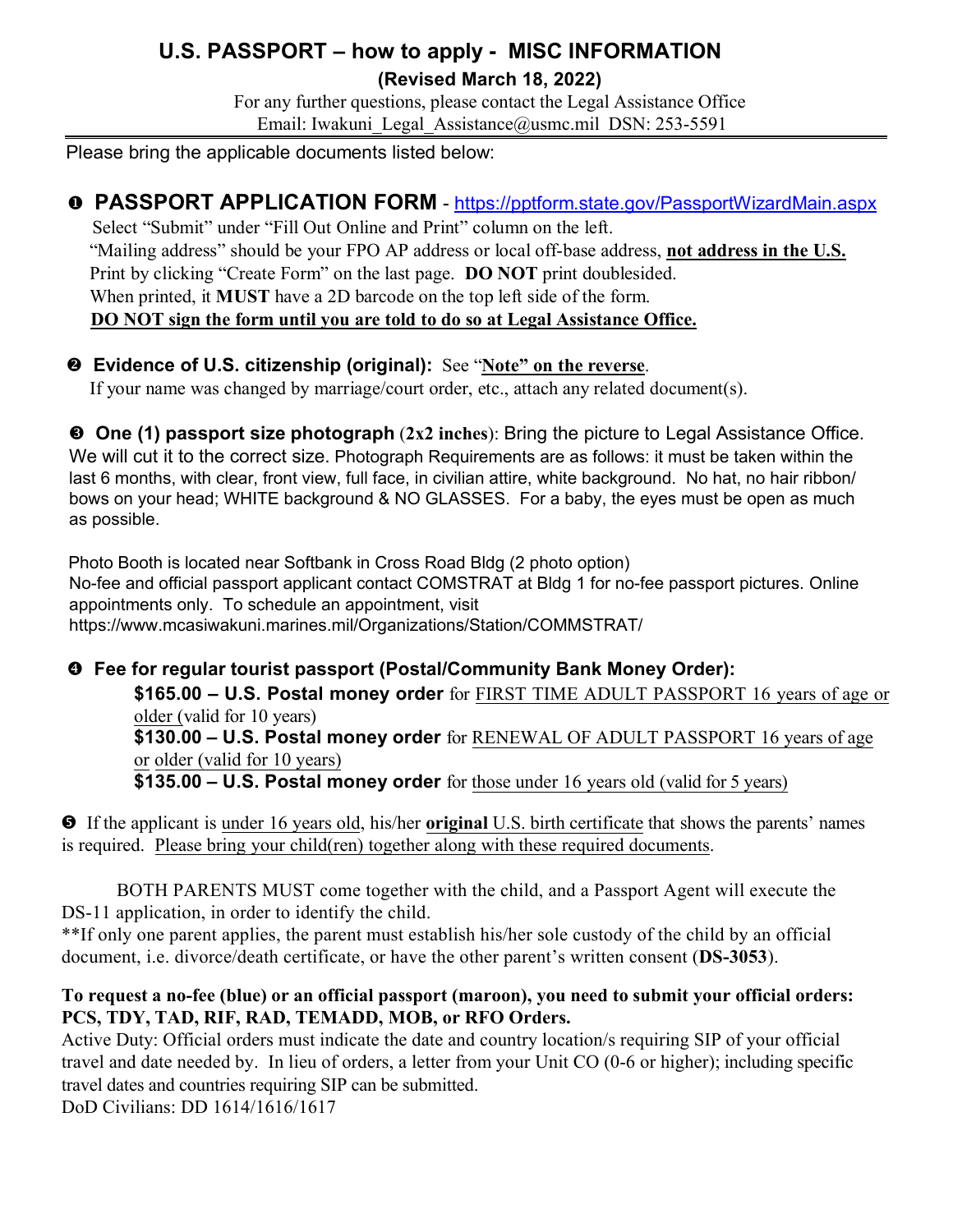# U.S. PASSPORT – how to apply - MISC INFORMATION

**(Revised March 18, 2022)**

For any further questions, please contact the Legal Assistance Office
Email: Iwakuni_Legal_Assistance@usmc.mil DSN: 253-5591

---

Please bring the applicable documents listed below:

## ❶ PASSPORT APPLICATION FORM - https://pptform.state.gov/PassportWizardMain.aspx

Select "Submit" under "Fill Out Online and Print" column on the left.
"Mailing address" should be your FPO AP address or local off-base address, **not address in the U.S.**
Print by clicking "Create Form" on the last page. **DO NOT** print doublesided.
When printed, it **MUST** have a 2D barcode on the top left side of the form.
**DO NOT sign the form until you are told to do so at Legal Assistance Office.**

### ❷ Evidence of U.S. citizenship (original): See "**Note" on the reverse**.

If your name was changed by marriage/court order, etc., attach any related document(s).

### ❸ One (1) passport size photograph (2x2 inches): Bring the picture to Legal Assistance Office.

We will cut it to the correct size. Photograph Requirements are as follows: it must be taken within the last 6 months, with clear, front view, full face, in civilian attire, white background. No hat, no hair ribbon/ bows on your head; WHITE background & NO GLASSES. For a baby, the eyes must be open as much as possible.

Photo Booth is located near Softbank in Cross Road Bldg (2 photo option)
No-fee and official passport applicant contact COMSTRAT at Bldg 1 for no-fee passport pictures. Online appointments only. To schedule an appointment, visit
https://www.mcasiwakuni.marines.mil/Organizations/Station/COMMSTRAT/

### ❹ Fee for regular tourist passport (Postal/Community Bank Money Order):

**$165.00 – U.S. Postal money order** for FIRST TIME ADULT PASSPORT 16 years of age or older (valid for 10 years)
**$130.00 – U.S. Postal money order** for RENEWAL OF ADULT PASSPORT 16 years of age or older (valid for 10 years)
**$135.00 – U.S. Postal money order** for those under 16 years old (valid for 5 years)

❺ If the applicant is under 16 years old, his/her **original** U.S. birth certificate that shows the parents' names is required. Please bring your child(ren) together along with these required documents.

BOTH PARENTS MUST come together with the child, and a Passport Agent will execute the DS-11 application, in order to identify the child.
**If only one parent applies, the parent must establish his/her sole custody of the child by an official document, i.e. divorce/death certificate, or have the other parent's written consent (**DS-3053**).

**To request a no-fee (blue) or an official passport (maroon), you need to submit your official orders: PCS, TDY, TAD, RIF, RAD, TEMADD, MOB, or RFO Orders.**

Active Duty: Official orders must indicate the date and country location/s requiring SIP of your official travel and date needed by. In lieu of orders, a letter from your Unit CO (0-6 or higher); including specific travel dates and countries requiring SIP can be submitted.
DoD Civilians: DD 1614/1616/1617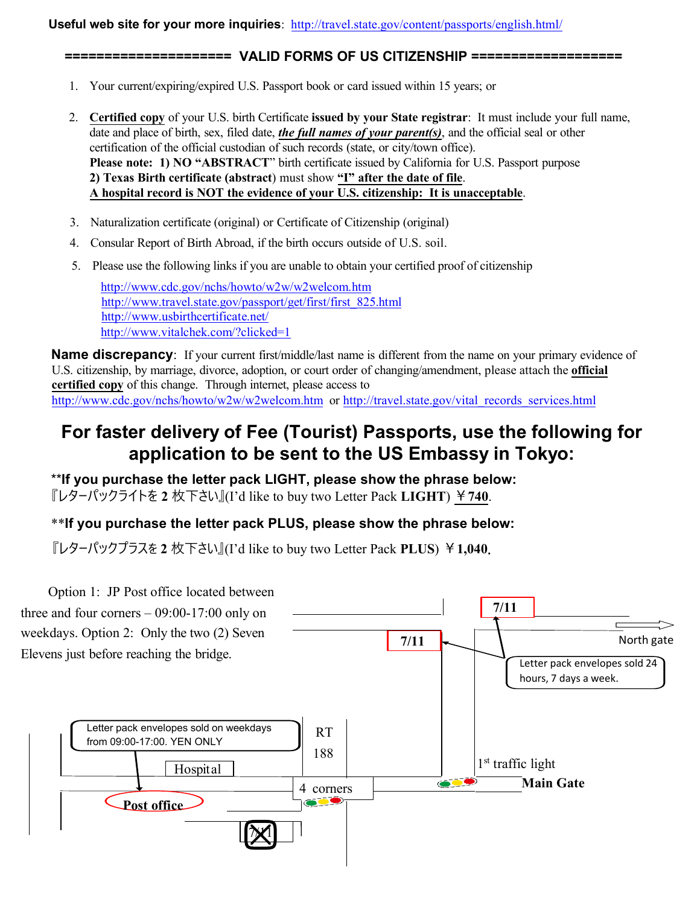**Useful web site for your more inquiries**: http://travel.state.gov/content/passports/english.html/

**==================== VALID FORMS OF US CITIZENSHIP ==================**

1. Your current/expiring/expired U.S. Passport book or card issued within 15 years; or

2. **Certified copy** of your U.S. birth Certificate **issued by your State registrar**: It must include your full name, date and place of birth, sex, filed date, ***the full names of your parent(s)***, and the official seal or other certification of the official custodian of such records (state, or city/town office).
   **Please note: 1) NO "ABSTRACT"** birth certificate issued by California for U.S. Passport purpose
   **2) Texas Birth certificate (abstract)** must show **"I" after the date of file**.
   **A hospital record is NOT the evidence of your U.S. citizenship: It is unacceptable**.

3. Naturalization certificate (original) or Certificate of Citizenship (original)

4. Consular Report of Birth Abroad, if the birth occurs outside of U.S. soil.

5. Please use the following links if you are unable to obtain your certified proof of citizenship

   http://www.cdc.gov/nchs/howto/w2w/w2welcom.htm
   http://www.travel.state.gov/passport/get/first/first_825.html
   http://www.usbirthcertificate.net/
   http://www.vitalchek.com/?clicked=1

**Name discrepancy**: If your current first/middle/last name is different from the name on your primary evidence of U.S. citizenship, by marriage, divorce, adoption, or court order of changing/amendment, please attach the **official certified copy** of this change. Through internet, please access to http://www.cdc.gov/nchs/howto/w2w/w2welcom.htm or http://travel.state.gov/vital_records_services.html

## For faster delivery of Fee (Tourist) Passports, use the following for application to be sent to the US Embassy in Tokyo:

**\*\*If you purchase the letter pack LIGHT, please show the phrase below:**

『レターパックライトを **2** 枚下さい』(I'd like to buy two Letter Pack **LIGHT**) **￥740**.

\*\***If you purchase the letter pack PLUS, please show the phrase below:**

『レターパックプラスを **2** 枚下さい』(I'd like to buy two Letter Pack **PLUS**) **￥1,040**.

Option 1: JP Post office located between three and four corners – 09:00-17:00 only on weekdays. Option 2: Only the two (2) Seven Elevens just before reaching the bridge.

7/11

7/11

North gate

Letter pack envelopes sold 24 hours, 7 days a week.

Letter pack envelopes sold on weekdays from 09:00-17:00. YEN ONLY

RT 188

Hospital

1st traffic light

Main Gate

4 corners

Post office